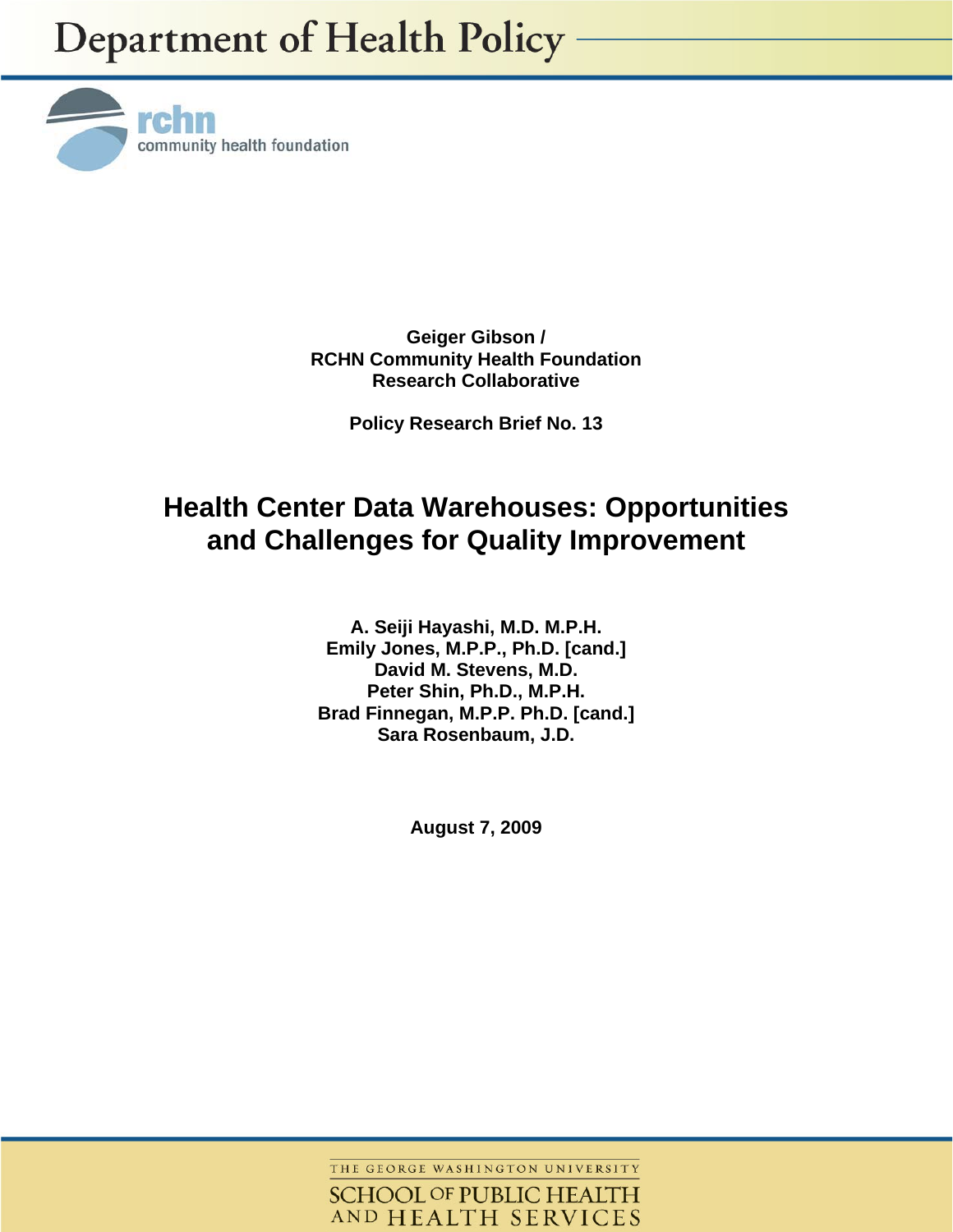Department of Health Policy

rchn community health foundation

**Geiger Gibson /**
**RCHN Community Health Foundation**
**Research Collaborative**

**Policy Research Brief No. 13**

# Health Center Data Warehouses: Opportunities and Challenges for Quality Improvement

**A. Seiji Hayashi, M.D. M.P.H.**
**Emily Jones, M.P.P., Ph.D. [cand.]**
**David M. Stevens, M.D.**
**Peter Shin, Ph.D., M.P.H.**
**Brad Finnegan, M.P.P. Ph.D. [cand.]**
**Sara Rosenbaum, J.D.**

**August 7, 2009**

THE GEORGE WASHINGTON UNIVERSITY
SCHOOL OF PUBLIC HEALTH AND HEALTH SERVICES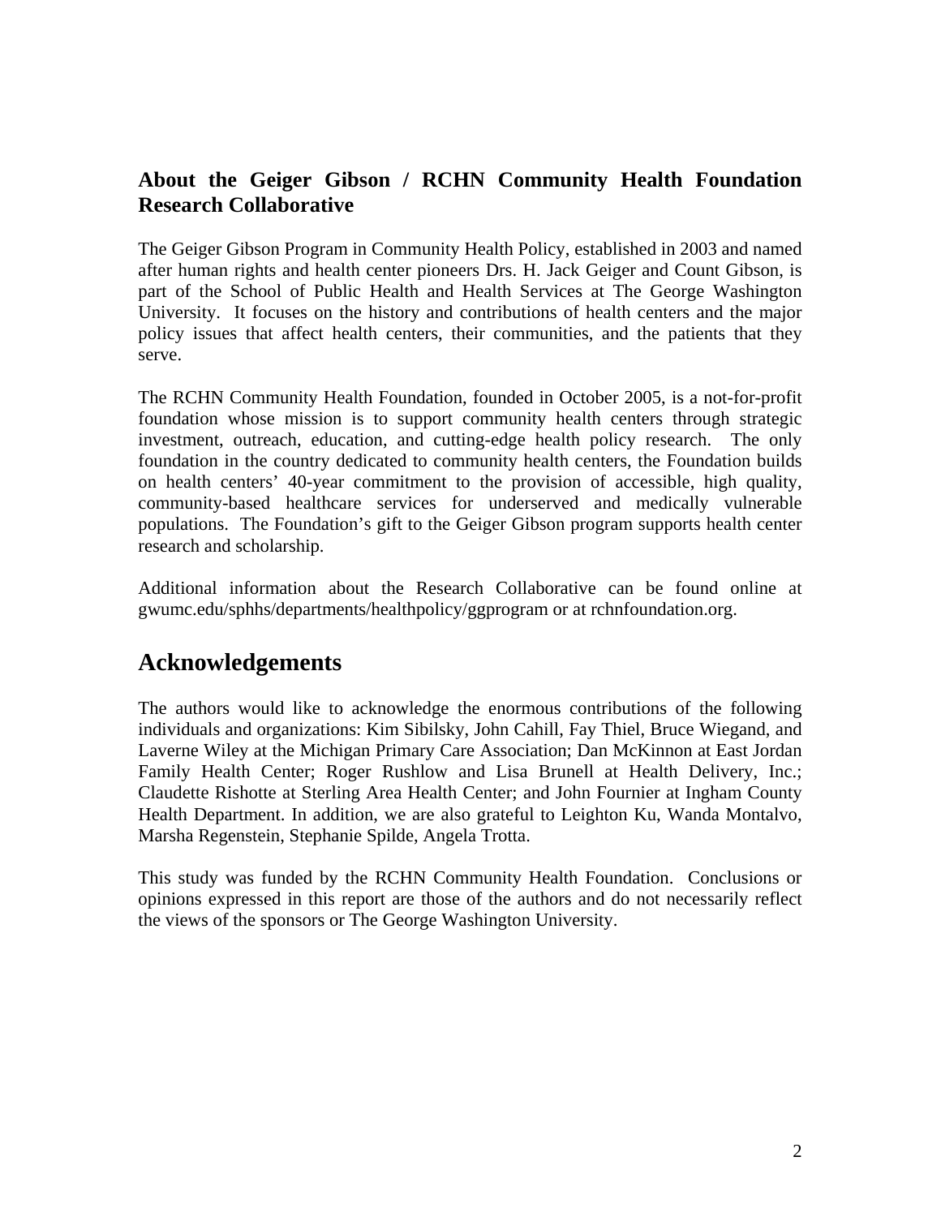### About the Geiger Gibson / RCHN Community Health Foundation Research Collaborative

The Geiger Gibson Program in Community Health Policy, established in 2003 and named after human rights and health center pioneers Drs. H. Jack Geiger and Count Gibson, is part of the School of Public Health and Health Services at The George Washington University. It focuses on the history and contributions of health centers and the major policy issues that affect health centers, their communities, and the patients that they serve.

The RCHN Community Health Foundation, founded in October 2005, is a not-for-profit foundation whose mission is to support community health centers through strategic investment, outreach, education, and cutting-edge health policy research. The only foundation in the country dedicated to community health centers, the Foundation builds on health centers' 40-year commitment to the provision of accessible, high quality, community-based healthcare services for underserved and medically vulnerable populations. The Foundation's gift to the Geiger Gibson program supports health center research and scholarship.

Additional information about the Research Collaborative can be found online at gwumc.edu/sphhs/departments/healthpolicy/ggprogram or at rchnfoundation.org.

## Acknowledgements

The authors would like to acknowledge the enormous contributions of the following individuals and organizations: Kim Sibilsky, John Cahill, Fay Thiel, Bruce Wiegand, and Laverne Wiley at the Michigan Primary Care Association; Dan McKinnon at East Jordan Family Health Center; Roger Rushlow and Lisa Brunell at Health Delivery, Inc.; Claudette Rishotte at Sterling Area Health Center; and John Fournier at Ingham County Health Department. In addition, we are also grateful to Leighton Ku, Wanda Montalvo, Marsha Regenstein, Stephanie Spilde, Angela Trotta.

This study was funded by the RCHN Community Health Foundation. Conclusions or opinions expressed in this report are those of the authors and do not necessarily reflect the views of the sponsors or The George Washington University.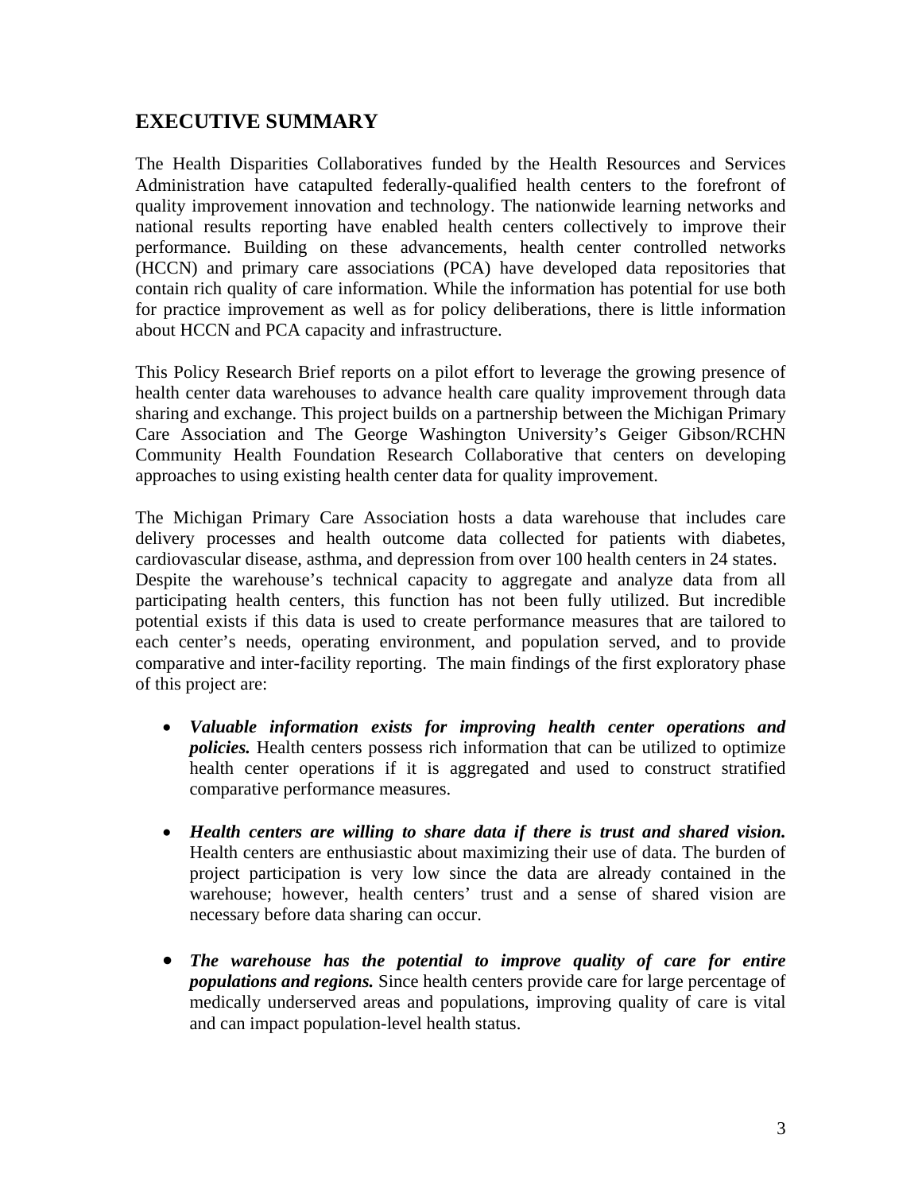## EXECUTIVE SUMMARY

The Health Disparities Collaboratives funded by the Health Resources and Services Administration have catapulted federally-qualified health centers to the forefront of quality improvement innovation and technology. The nationwide learning networks and national results reporting have enabled health centers collectively to improve their performance. Building on these advancements, health center controlled networks (HCCN) and primary care associations (PCA) have developed data repositories that contain rich quality of care information. While the information has potential for use both for practice improvement as well as for policy deliberations, there is little information about HCCN and PCA capacity and infrastructure.

This Policy Research Brief reports on a pilot effort to leverage the growing presence of health center data warehouses to advance health care quality improvement through data sharing and exchange. This project builds on a partnership between the Michigan Primary Care Association and The George Washington University's Geiger Gibson/RCHN Community Health Foundation Research Collaborative that centers on developing approaches to using existing health center data for quality improvement.

The Michigan Primary Care Association hosts a data warehouse that includes care delivery processes and health outcome data collected for patients with diabetes, cardiovascular disease, asthma, and depression from over 100 health centers in 24 states. Despite the warehouse's technical capacity to aggregate and analyze data from all participating health centers, this function has not been fully utilized. But incredible potential exists if this data is used to create performance measures that are tailored to each center's needs, operating environment, and population served, and to provide comparative and inter-facility reporting. The main findings of the first exploratory phase of this project are:

- ***Valuable information exists for improving health center operations and policies.*** Health centers possess rich information that can be utilized to optimize health center operations if it is aggregated and used to construct stratified comparative performance measures.

- ***Health centers are willing to share data if there is trust and shared vision.*** Health centers are enthusiastic about maximizing their use of data. The burden of project participation is very low since the data are already contained in the warehouse; however, health centers' trust and a sense of shared vision are necessary before data sharing can occur.

- ***The warehouse has the potential to improve quality of care for entire populations and regions.*** Since health centers provide care for large percentage of medically underserved areas and populations, improving quality of care is vital and can impact population-level health status.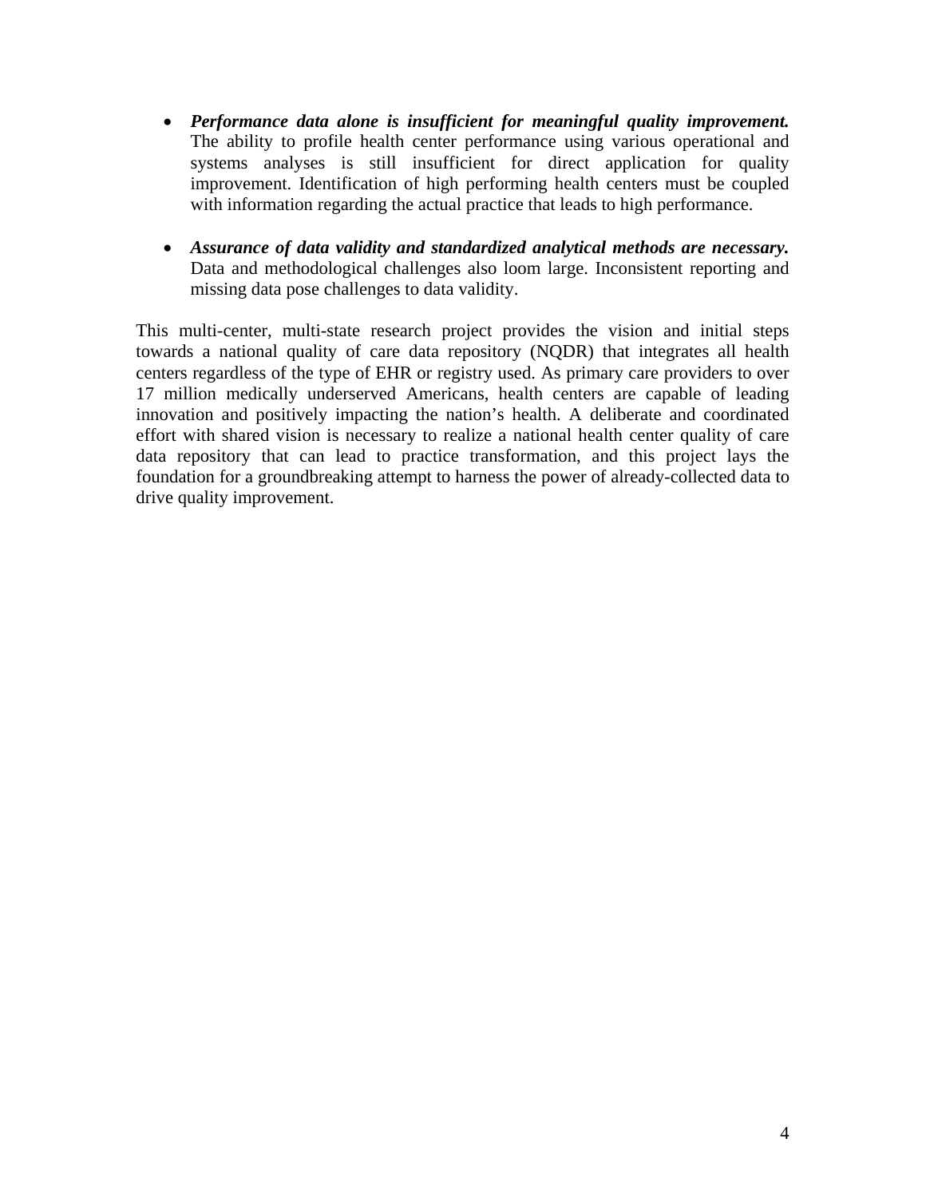- ***Performance data alone is insufficient for meaningful quality improvement.*** The ability to profile health center performance using various operational and systems analyses is still insufficient for direct application for quality improvement. Identification of high performing health centers must be coupled with information regarding the actual practice that leads to high performance.

- ***Assurance of data validity and standardized analytical methods are necessary.*** Data and methodological challenges also loom large. Inconsistent reporting and missing data pose challenges to data validity.

This multi-center, multi-state research project provides the vision and initial steps towards a national quality of care data repository (NQDR) that integrates all health centers regardless of the type of EHR or registry used. As primary care providers to over 17 million medically underserved Americans, health centers are capable of leading innovation and positively impacting the nation's health. A deliberate and coordinated effort with shared vision is necessary to realize a national health center quality of care data repository that can lead to practice transformation, and this project lays the foundation for a groundbreaking attempt to harness the power of already-collected data to drive quality improvement.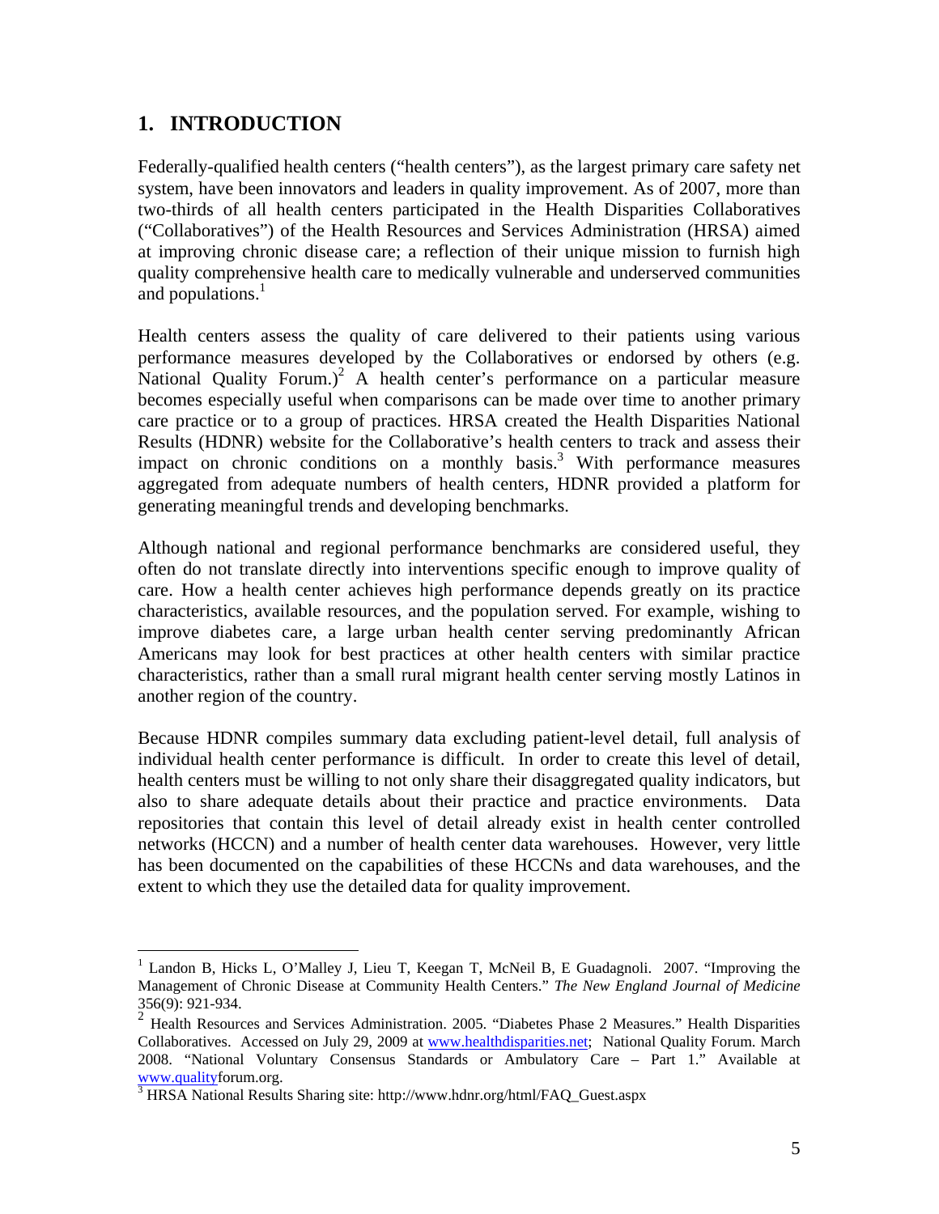# 1. INTRODUCTION

Federally-qualified health centers ("health centers"), as the largest primary care safety net system, have been innovators and leaders in quality improvement. As of 2007, more than two-thirds of all health centers participated in the Health Disparities Collaboratives ("Collaboratives") of the Health Resources and Services Administration (HRSA) aimed at improving chronic disease care; a reflection of their unique mission to furnish high quality comprehensive health care to medically vulnerable and underserved communities and populations.[1]

Health centers assess the quality of care delivered to their patients using various performance measures developed by the Collaboratives or endorsed by others (e.g. National Quality Forum.)[2] A health center's performance on a particular measure becomes especially useful when comparisons can be made over time to another primary care practice or to a group of practices. HRSA created the Health Disparities National Results (HDNR) website for the Collaborative's health centers to track and assess their impact on chronic conditions on a monthly basis.[3] With performance measures aggregated from adequate numbers of health centers, HDNR provided a platform for generating meaningful trends and developing benchmarks.

Although national and regional performance benchmarks are considered useful, they often do not translate directly into interventions specific enough to improve quality of care. How a health center achieves high performance depends greatly on its practice characteristics, available resources, and the population served. For example, wishing to improve diabetes care, a large urban health center serving predominantly African Americans may look for best practices at other health centers with similar practice characteristics, rather than a small rural migrant health center serving mostly Latinos in another region of the country.

Because HDNR compiles summary data excluding patient-level detail, full analysis of individual health center performance is difficult. In order to create this level of detail, health centers must be willing to not only share their disaggregated quality indicators, but also to share adequate details about their practice and practice environments. Data repositories that contain this level of detail already exist in health center controlled networks (HCCN) and a number of health center data warehouses. However, very little has been documented on the capabilities of these HCCNs and data warehouses, and the extent to which they use the detailed data for quality improvement.

---

[1] Landon B, Hicks L, O'Malley J, Lieu T, Keegan T, McNeil B, E Guadagnoli. 2007. "Improving the Management of Chronic Disease at Community Health Centers." *The New England Journal of Medicine* 356(9): 921-934.

[2] Health Resources and Services Administration. 2005. "Diabetes Phase 2 Measures." Health Disparities Collaboratives. Accessed on July 29, 2009 at www.healthdisparities.net; National Quality Forum. March 2008. "National Voluntary Consensus Standards or Ambulatory Care – Part 1." Available at www.qualityforum.org.

[3] HRSA National Results Sharing site: http://www.hdnr.org/html/FAQ_Guest.aspx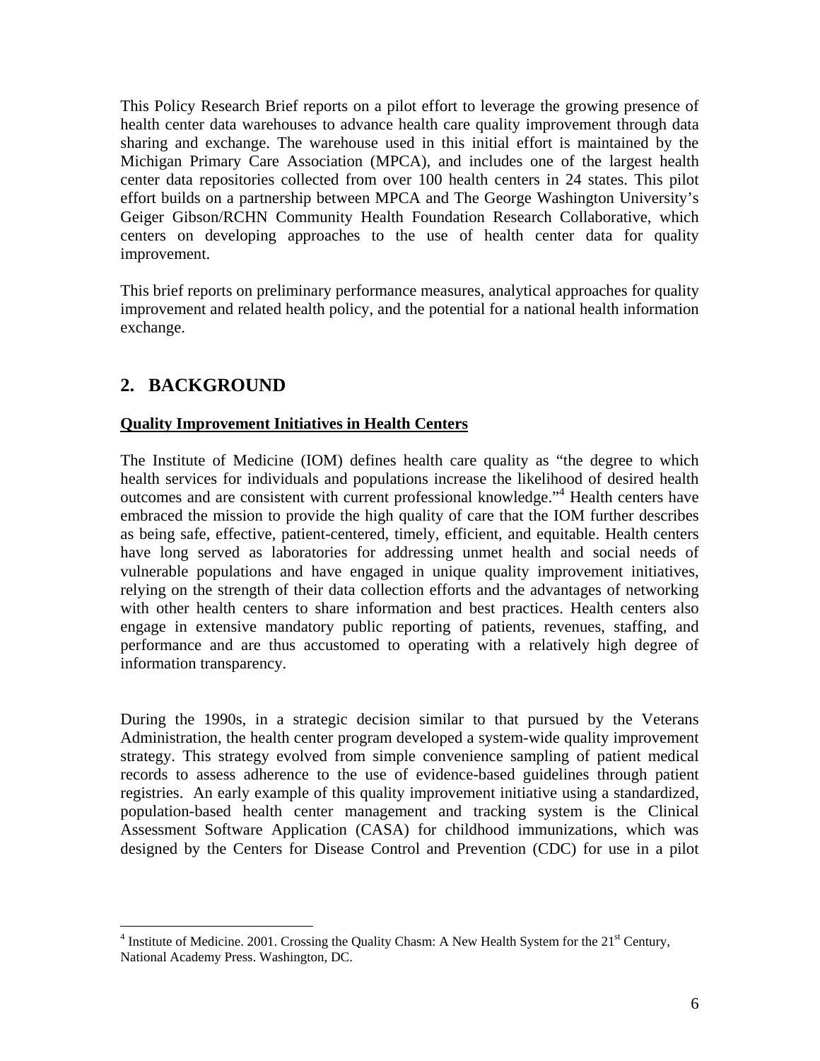This Policy Research Brief reports on a pilot effort to leverage the growing presence of health center data warehouses to advance health care quality improvement through data sharing and exchange. The warehouse used in this initial effort is maintained by the Michigan Primary Care Association (MPCA), and includes one of the largest health center data repositories collected from over 100 health centers in 24 states. This pilot effort builds on a partnership between MPCA and The George Washington University's Geiger Gibson/RCHN Community Health Foundation Research Collaborative, which centers on developing approaches to the use of health center data for quality improvement.

This brief reports on preliminary performance measures, analytical approaches for quality improvement and related health policy, and the potential for a national health information exchange.

## 2. BACKGROUND

**Quality Improvement Initiatives in Health Centers**

The Institute of Medicine (IOM) defines health care quality as "the degree to which health services for individuals and populations increase the likelihood of desired health outcomes and are consistent with current professional knowledge."[4] Health centers have embraced the mission to provide the high quality of care that the IOM further describes as being safe, effective, patient-centered, timely, efficient, and equitable. Health centers have long served as laboratories for addressing unmet health and social needs of vulnerable populations and have engaged in unique quality improvement initiatives, relying on the strength of their data collection efforts and the advantages of networking with other health centers to share information and best practices. Health centers also engage in extensive mandatory public reporting of patients, revenues, staffing, and performance and are thus accustomed to operating with a relatively high degree of information transparency.

During the 1990s, in a strategic decision similar to that pursued by the Veterans Administration, the health center program developed a system-wide quality improvement strategy. This strategy evolved from simple convenience sampling of patient medical records to assess adherence to the use of evidence-based guidelines through patient registries. An early example of this quality improvement initiative using a standardized, population-based health center management and tracking system is the Clinical Assessment Software Application (CASA) for childhood immunizations, which was designed by the Centers for Disease Control and Prevention (CDC) for use in a pilot

[4] Institute of Medicine. 2001. Crossing the Quality Chasm: A New Health System for the 21st Century, National Academy Press. Washington, DC.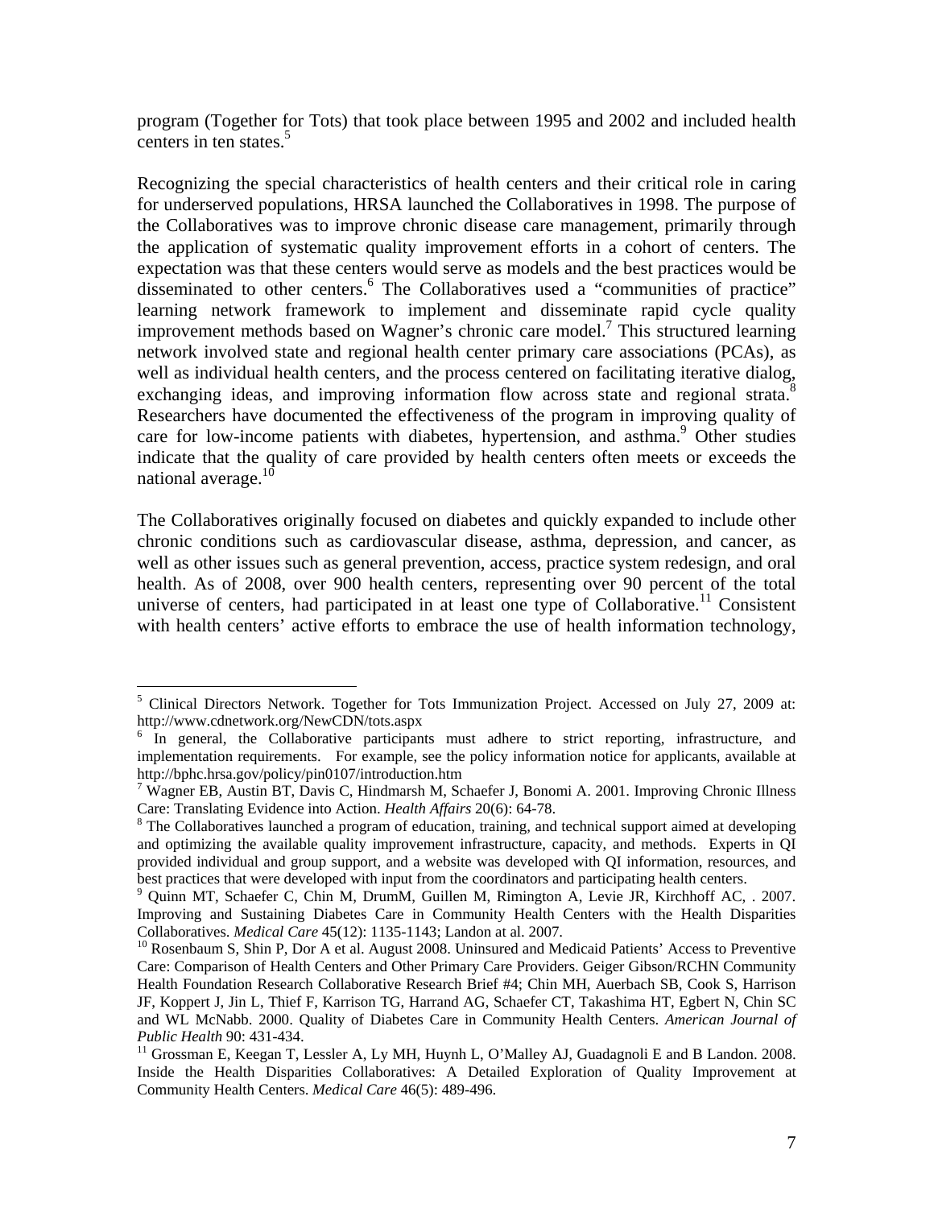program (Together for Tots) that took place between 1995 and 2002 and included health centers in ten states.[5]

Recognizing the special characteristics of health centers and their critical role in caring for underserved populations, HRSA launched the Collaboratives in 1998. The purpose of the Collaboratives was to improve chronic disease care management, primarily through the application of systematic quality improvement efforts in a cohort of centers. The expectation was that these centers would serve as models and the best practices would be disseminated to other centers.[6] The Collaboratives used a "communities of practice" learning network framework to implement and disseminate rapid cycle quality improvement methods based on Wagner's chronic care model.[7] This structured learning network involved state and regional health center primary care associations (PCAs), as well as individual health centers, and the process centered on facilitating iterative dialog, exchanging ideas, and improving information flow across state and regional strata.[8] Researchers have documented the effectiveness of the program in improving quality of care for low-income patients with diabetes, hypertension, and asthma.[9] Other studies indicate that the quality of care provided by health centers often meets or exceeds the national average.[10]

The Collaboratives originally focused on diabetes and quickly expanded to include other chronic conditions such as cardiovascular disease, asthma, depression, and cancer, as well as other issues such as general prevention, access, practice system redesign, and oral health. As of 2008, over 900 health centers, representing over 90 percent of the total universe of centers, had participated in at least one type of Collaborative.[11] Consistent with health centers' active efforts to embrace the use of health information technology,

---

[5] Clinical Directors Network. Together for Tots Immunization Project. Accessed on July 27, 2009 at: http://www.cdnetwork.org/NewCDN/tots.aspx

[6] In general, the Collaborative participants must adhere to strict reporting, infrastructure, and implementation requirements. For example, see the policy information notice for applicants, available at http://bphc.hrsa.gov/policy/pin0107/introduction.htm

[7] Wagner EB, Austin BT, Davis C, Hindmarsh M, Schaefer J, Bonomi A. 2001. Improving Chronic Illness Care: Translating Evidence into Action. *Health Affairs* 20(6): 64-78.

[8] The Collaboratives launched a program of education, training, and technical support aimed at developing and optimizing the available quality improvement infrastructure, capacity, and methods. Experts in QI provided individual and group support, and a website was developed with QI information, resources, and best practices that were developed with input from the coordinators and participating health centers.

[9] Quinn MT, Schaefer C, Chin M, DrumM, Guillen M, Rimington A, Levie JR, Kirchhoff AC, . 2007. Improving and Sustaining Diabetes Care in Community Health Centers with the Health Disparities Collaboratives. *Medical Care* 45(12): 1135-1143; Landon at al. 2007.

[10] Rosenbaum S, Shin P, Dor A et al. August 2008. Uninsured and Medicaid Patients' Access to Preventive Care: Comparison of Health Centers and Other Primary Care Providers. Geiger Gibson/RCHN Community Health Foundation Research Collaborative Research Brief #4; Chin MH, Auerbach SB, Cook S, Harrison JF, Koppert J, Jin L, Thief F, Karrison TG, Harrand AG, Schaefer CT, Takashima HT, Egbert N, Chin SC and WL McNabb. 2000. Quality of Diabetes Care in Community Health Centers. *American Journal of Public Health* 90: 431-434.

[11] Grossman E, Keegan T, Lessler A, Ly MH, Huynh L, O'Malley AJ, Guadagnoli E and B Landon. 2008. Inside the Health Disparities Collaboratives: A Detailed Exploration of Quality Improvement at Community Health Centers. *Medical Care* 46(5): 489-496.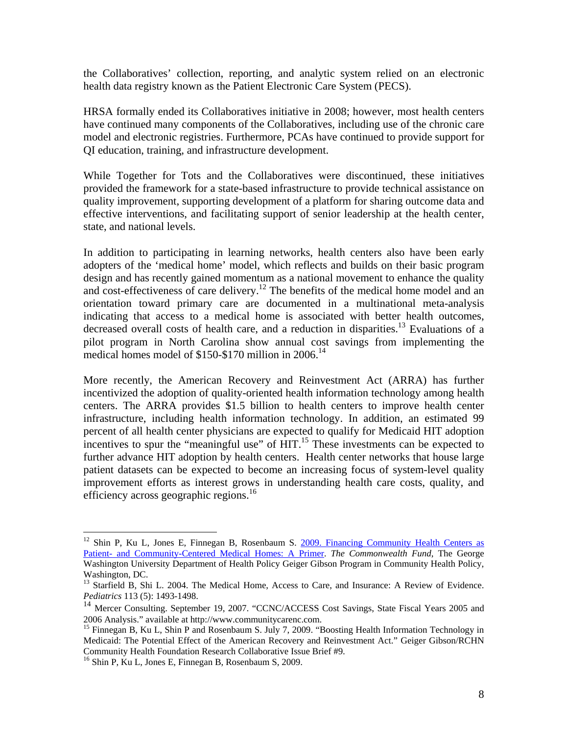the Collaboratives' collection, reporting, and analytic system relied on an electronic health data registry known as the Patient Electronic Care System (PECS).

HRSA formally ended its Collaboratives initiative in 2008; however, most health centers have continued many components of the Collaboratives, including use of the chronic care model and electronic registries. Furthermore, PCAs have continued to provide support for QI education, training, and infrastructure development.

While Together for Tots and the Collaboratives were discontinued, these initiatives provided the framework for a state-based infrastructure to provide technical assistance on quality improvement, supporting development of a platform for sharing outcome data and effective interventions, and facilitating support of senior leadership at the health center, state, and national levels.

In addition to participating in learning networks, health centers also have been early adopters of the 'medical home' model, which reflects and builds on their basic program design and has recently gained momentum as a national movement to enhance the quality and cost-effectiveness of care delivery.[12] The benefits of the medical home model and an orientation toward primary care are documented in a multinational meta-analysis indicating that access to a medical home is associated with better health outcomes, decreased overall costs of health care, and a reduction in disparities.[13] Evaluations of a pilot program in North Carolina show annual cost savings from implementing the medical homes model of $150-$170 million in 2006.[14]

More recently, the American Recovery and Reinvestment Act (ARRA) has further incentivized the adoption of quality-oriented health information technology among health centers. The ARRA provides $1.5 billion to health centers to improve health center infrastructure, including health information technology. In addition, an estimated 99 percent of all health center physicians are expected to qualify for Medicaid HIT adoption incentives to spur the "meaningful use" of HIT.[15] These investments can be expected to further advance HIT adoption by health centers. Health center networks that house large patient datasets can be expected to become an increasing focus of system-level quality improvement efforts as interest grows in understanding health care costs, quality, and efficiency across geographic regions.[16]

---

[12] Shin P, Ku L, Jones E, Finnegan B, Rosenbaum S. 2009. Financing Community Health Centers as Patient- and Community-Centered Medical Homes: A Primer. *The Commonwealth Fund*, The George Washington University Department of Health Policy Geiger Gibson Program in Community Health Policy, Washington, DC.

[13] Starfield B, Shi L. 2004. The Medical Home, Access to Care, and Insurance: A Review of Evidence. *Pediatrics* 113 (5): 1493-1498.

[14] Mercer Consulting. September 19, 2007. "CCNC/ACCESS Cost Savings, State Fiscal Years 2005 and 2006 Analysis." available at http://www.communitycarenc.com.

[15] Finnegan B, Ku L, Shin P and Rosenbaum S. July 7, 2009. "Boosting Health Information Technology in Medicaid: The Potential Effect of the American Recovery and Reinvestment Act." Geiger Gibson/RCHN Community Health Foundation Research Collaborative Issue Brief #9.

[16] Shin P, Ku L, Jones E, Finnegan B, Rosenbaum S, 2009.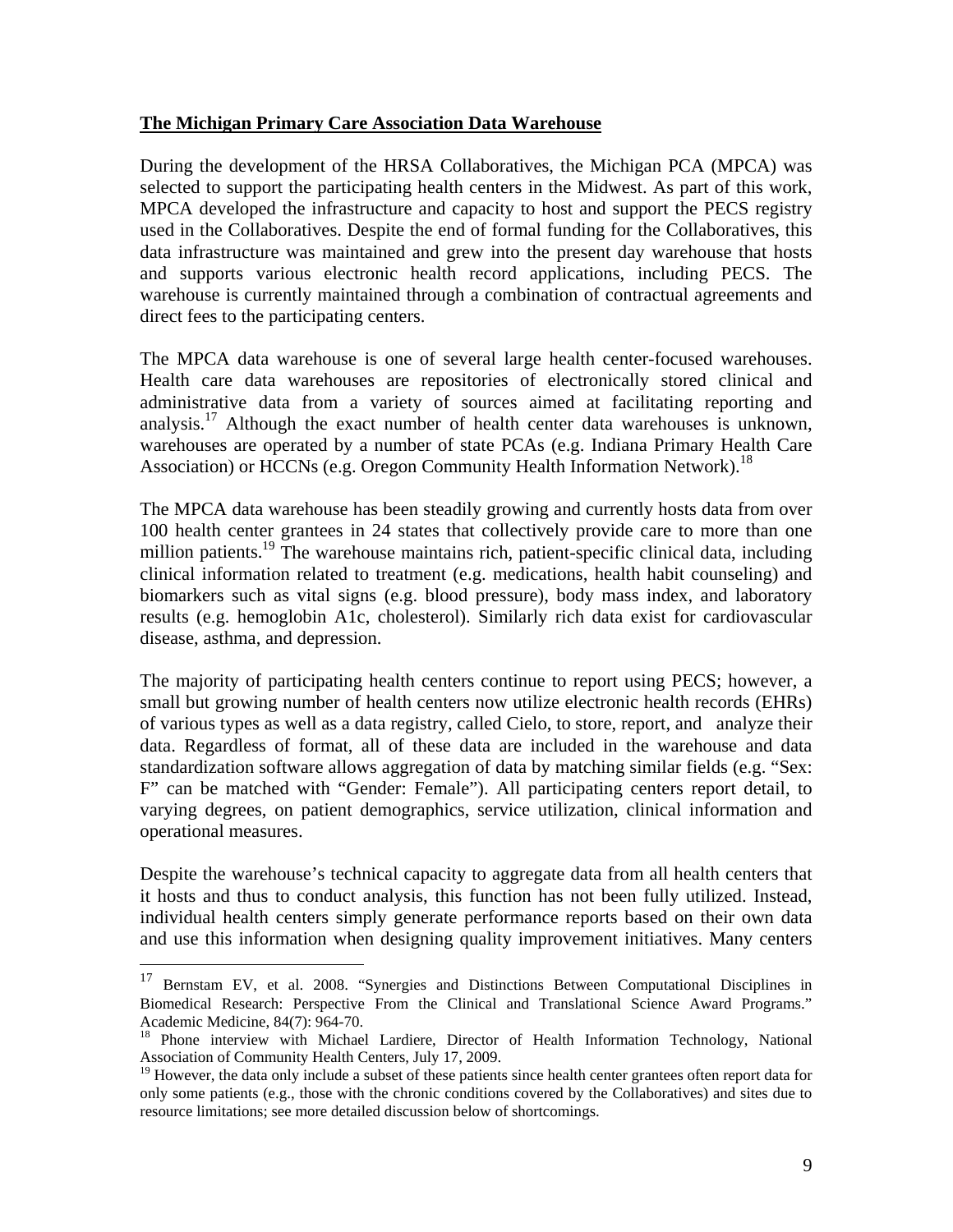**The Michigan Primary Care Association Data Warehouse**

During the development of the HRSA Collaboratives, the Michigan PCA (MPCA) was selected to support the participating health centers in the Midwest. As part of this work, MPCA developed the infrastructure and capacity to host and support the PECS registry used in the Collaboratives. Despite the end of formal funding for the Collaboratives, this data infrastructure was maintained and grew into the present day warehouse that hosts and supports various electronic health record applications, including PECS. The warehouse is currently maintained through a combination of contractual agreements and direct fees to the participating centers.

The MPCA data warehouse is one of several large health center-focused warehouses. Health care data warehouses are repositories of electronically stored clinical and administrative data from a variety of sources aimed at facilitating reporting and analysis.[17] Although the exact number of health center data warehouses is unknown, warehouses are operated by a number of state PCAs (e.g. Indiana Primary Health Care Association) or HCCNs (e.g. Oregon Community Health Information Network).[18]

The MPCA data warehouse has been steadily growing and currently hosts data from over 100 health center grantees in 24 states that collectively provide care to more than one million patients.[19] The warehouse maintains rich, patient-specific clinical data, including clinical information related to treatment (e.g. medications, health habit counseling) and biomarkers such as vital signs (e.g. blood pressure), body mass index, and laboratory results (e.g. hemoglobin A1c, cholesterol). Similarly rich data exist for cardiovascular disease, asthma, and depression.

The majority of participating health centers continue to report using PECS; however, a small but growing number of health centers now utilize electronic health records (EHRs) of various types as well as a data registry, called Cielo, to store, report, and analyze their data. Regardless of format, all of these data are included in the warehouse and data standardization software allows aggregation of data by matching similar fields (e.g. "Sex: F" can be matched with "Gender: Female"). All participating centers report detail, to varying degrees, on patient demographics, service utilization, clinical information and operational measures.

Despite the warehouse's technical capacity to aggregate data from all health centers that it hosts and thus to conduct analysis, this function has not been fully utilized. Instead, individual health centers simply generate performance reports based on their own data and use this information when designing quality improvement initiatives. Many centers

---

[17] Bernstam EV, et al. 2008. "Synergies and Distinctions Between Computational Disciplines in Biomedical Research: Perspective From the Clinical and Translational Science Award Programs." Academic Medicine, 84(7): 964-70.

[18] Phone interview with Michael Lardiere, Director of Health Information Technology, National Association of Community Health Centers, July 17, 2009.

[19] However, the data only include a subset of these patients since health center grantees often report data for only some patients (e.g., those with the chronic conditions covered by the Collaboratives) and sites due to resource limitations; see more detailed discussion below of shortcomings.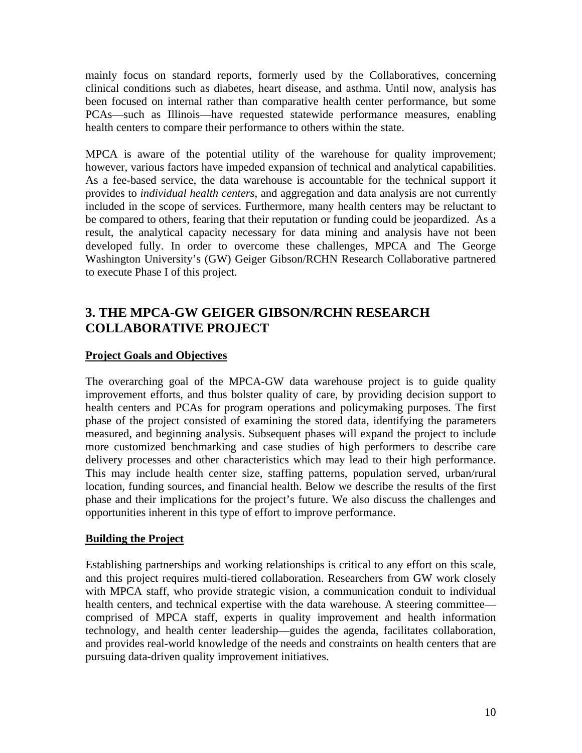mainly focus on standard reports, formerly used by the Collaboratives, concerning clinical conditions such as diabetes, heart disease, and asthma. Until now, analysis has been focused on internal rather than comparative health center performance, but some PCAs—such as Illinois—have requested statewide performance measures, enabling health centers to compare their performance to others within the state.

MPCA is aware of the potential utility of the warehouse for quality improvement; however, various factors have impeded expansion of technical and analytical capabilities. As a fee-based service, the data warehouse is accountable for the technical support it provides to *individual health centers*, and aggregation and data analysis are not currently included in the scope of services. Furthermore, many health centers may be reluctant to be compared to others, fearing that their reputation or funding could be jeopardized. As a result, the analytical capacity necessary for data mining and analysis have not been developed fully. In order to overcome these challenges, MPCA and The George Washington University's (GW) Geiger Gibson/RCHN Research Collaborative partnered to execute Phase I of this project.

## 3. THE MPCA-GW GEIGER GIBSON/RCHN RESEARCH COLLABORATIVE PROJECT

**Project Goals and Objectives**

The overarching goal of the MPCA-GW data warehouse project is to guide quality improvement efforts, and thus bolster quality of care, by providing decision support to health centers and PCAs for program operations and policymaking purposes. The first phase of the project consisted of examining the stored data, identifying the parameters measured, and beginning analysis. Subsequent phases will expand the project to include more customized benchmarking and case studies of high performers to describe care delivery processes and other characteristics which may lead to their high performance. This may include health center size, staffing patterns, population served, urban/rural location, funding sources, and financial health. Below we describe the results of the first phase and their implications for the project's future. We also discuss the challenges and opportunities inherent in this type of effort to improve performance.

**Building the Project**

Establishing partnerships and working relationships is critical to any effort on this scale, and this project requires multi-tiered collaboration. Researchers from GW work closely with MPCA staff, who provide strategic vision, a communication conduit to individual health centers, and technical expertise with the data warehouse. A steering committee—comprised of MPCA staff, experts in quality improvement and health information technology, and health center leadership—guides the agenda, facilitates collaboration, and provides real-world knowledge of the needs and constraints on health centers that are pursuing data-driven quality improvement initiatives.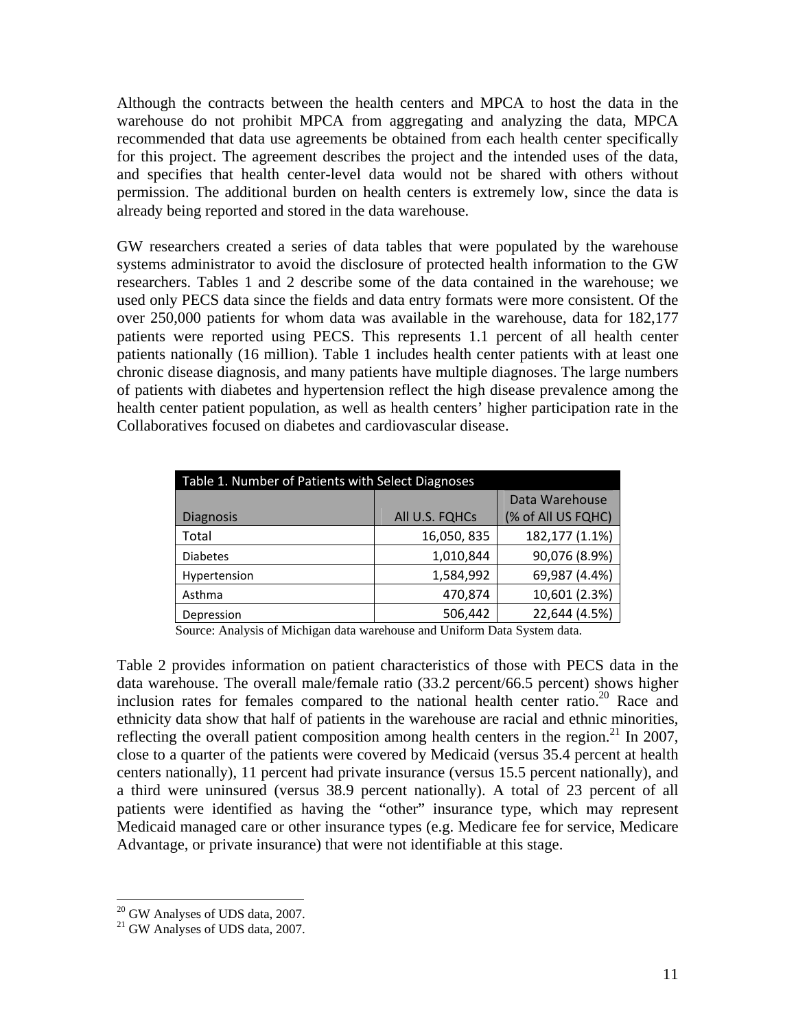Although the contracts between the health centers and MPCA to host the data in the warehouse do not prohibit MPCA from aggregating and analyzing the data, MPCA recommended that data use agreements be obtained from each health center specifically for this project. The agreement describes the project and the intended uses of the data, and specifies that health center-level data would not be shared with others without permission. The additional burden on health centers is extremely low, since the data is already being reported and stored in the data warehouse.

GW researchers created a series of data tables that were populated by the warehouse systems administrator to avoid the disclosure of protected health information to the GW researchers. Tables 1 and 2 describe some of the data contained in the warehouse; we used only PECS data since the fields and data entry formats were more consistent. Of the over 250,000 patients for whom data was available in the warehouse, data for 182,177 patients were reported using PECS. This represents 1.1 percent of all health center patients nationally (16 million). Table 1 includes health center patients with at least one chronic disease diagnosis, and many patients have multiple diagnoses. The large numbers of patients with diabetes and hypertension reflect the high disease prevalence among the health center patient population, as well as health centers' higher participation rate in the Collaboratives focused on diabetes and cardiovascular disease.

Table 1. Number of Patients with Select Diagnoses

| Diagnosis | All U.S. FQHCs | Data Warehouse (% of All US FQHC) |
|---|---|---|
| Total | 16,050, 835 | 182,177 (1.1%) |
| Diabetes | 1,010,844 | 90,076 (8.9%) |
| Hypertension | 1,584,992 | 69,987 (4.4%) |
| Asthma | 470,874 | 10,601 (2.3%) |
| Depression | 506,442 | 22,644 (4.5%) |

Source: Analysis of Michigan data warehouse and Uniform Data System data.

Table 2 provides information on patient characteristics of those with PECS data in the data warehouse. The overall male/female ratio (33.2 percent/66.5 percent) shows higher inclusion rates for females compared to the national health center ratio.[20] Race and ethnicity data show that half of patients in the warehouse are racial and ethnic minorities, reflecting the overall patient composition among health centers in the region.[21] In 2007, close to a quarter of the patients were covered by Medicaid (versus 35.4 percent at health centers nationally), 11 percent had private insurance (versus 15.5 percent nationally), and a third were uninsured (versus 38.9 percent nationally). A total of 23 percent of all patients were identified as having the "other" insurance type, which may represent Medicaid managed care or other insurance types (e.g. Medicare fee for service, Medicare Advantage, or private insurance) that were not identifiable at this stage.

[20] GW Analyses of UDS data, 2007.

[21] GW Analyses of UDS data, 2007.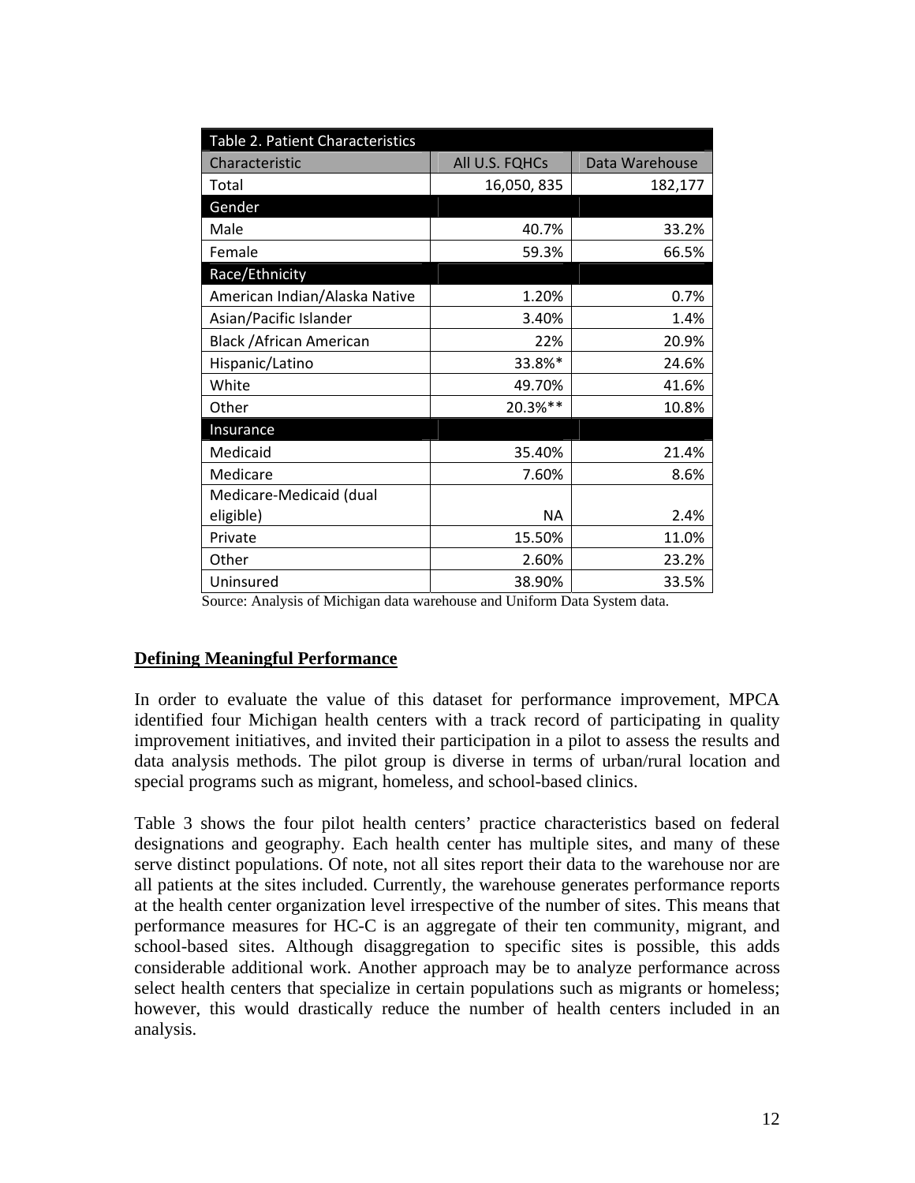| Table 2. Patient Characteristics | | |
|---|---|---|
| Characteristic | All U.S. FQHCs | Data Warehouse |
| Total | 16,050, 835 | 182,177 |
| **Gender** | | |
| Male | 40.7% | 33.2% |
| Female | 59.3% | 66.5% |
| **Race/Ethnicity** | | |
| American Indian/Alaska Native | 1.20% | 0.7% |
| Asian/Pacific Islander | 3.40% | 1.4% |
| Black /African American | 22% | 20.9% |
| Hispanic/Latino | 33.8%* | 24.6% |
| White | 49.70% | 41.6% |
| Other | 20.3%** | 10.8% |
| **Insurance** | | |
| Medicaid | 35.40% | 21.4% |
| Medicare | 7.60% | 8.6% |
| Medicare-Medicaid (dual eligible) | NA | 2.4% |
| Private | 15.50% | 11.0% |
| Other | 2.60% | 23.2% |
| Uninsured | 38.90% | 33.5% |

Source: Analysis of Michigan data warehouse and Uniform Data System data.

## Defining Meaningful Performance

In order to evaluate the value of this dataset for performance improvement, MPCA identified four Michigan health centers with a track record of participating in quality improvement initiatives, and invited their participation in a pilot to assess the results and data analysis methods. The pilot group is diverse in terms of urban/rural location and special programs such as migrant, homeless, and school-based clinics.

Table 3 shows the four pilot health centers' practice characteristics based on federal designations and geography. Each health center has multiple sites, and many of these serve distinct populations. Of note, not all sites report their data to the warehouse nor are all patients at the sites included. Currently, the warehouse generates performance reports at the health center organization level irrespective of the number of sites. This means that performance measures for HC-C is an aggregate of their ten community, migrant, and school-based sites. Although disaggregation to specific sites is possible, this adds considerable additional work. Another approach may be to analyze performance across select health centers that specialize in certain populations such as migrants or homeless; however, this would drastically reduce the number of health centers included in an analysis.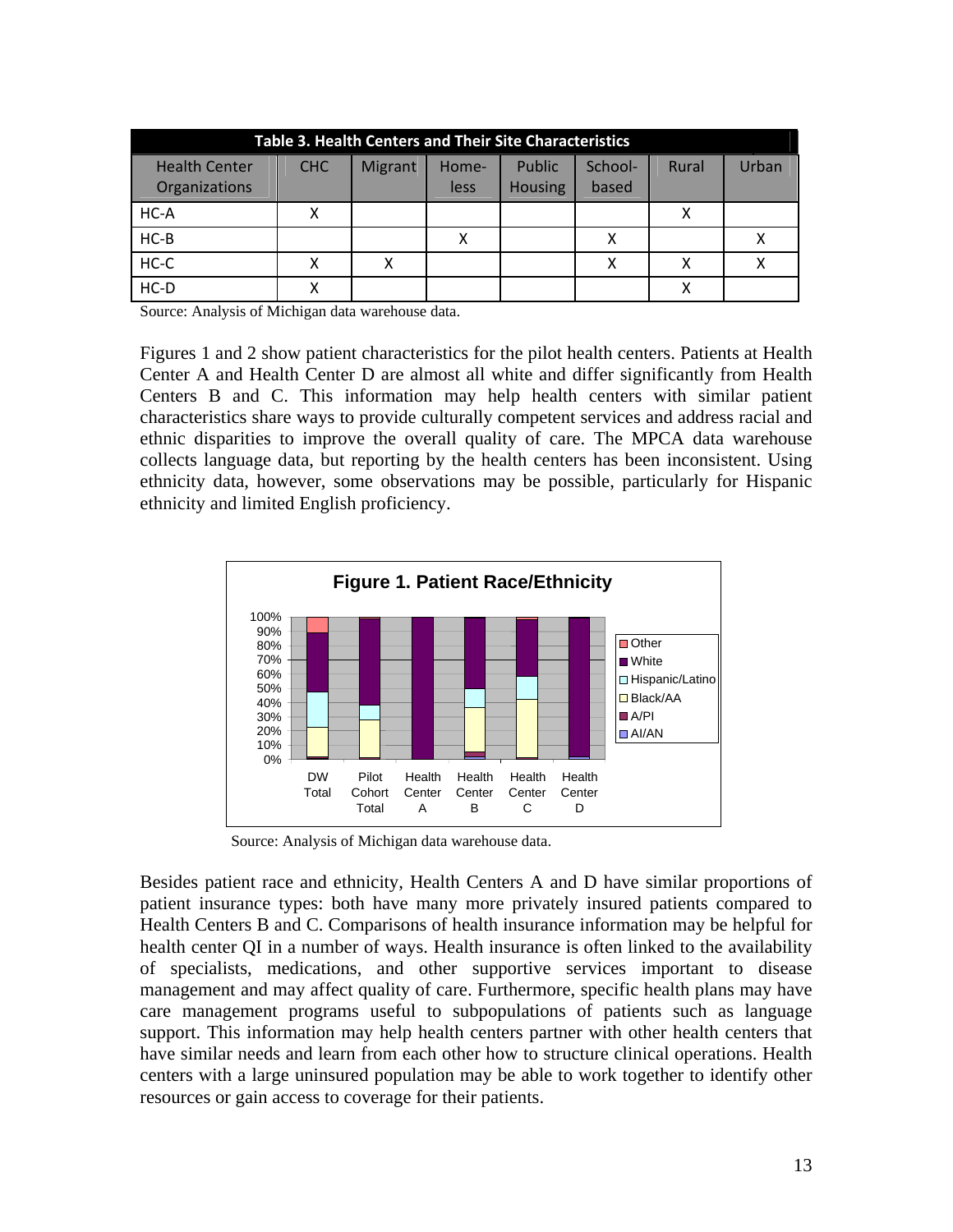**Table 3. Health Centers and Their Site Characteristics**

| Health Center Organizations | CHC | Migrant | Home-less | Public Housing | School-based | Rural | Urban |
|---|---|---|---|---|---|---|---|
| HC-A | X | | | | | X | |
| HC-B | | | X | | X | | X |
| HC-C | X | X | | | X | X | X |
| HC-D | X | | | | | X | |

Source: Analysis of Michigan data warehouse data.

Figures 1 and 2 show patient characteristics for the pilot health centers. Patients at Health Center A and Health Center D are almost all white and differ significantly from Health Centers B and C. This information may help health centers with similar patient characteristics share ways to provide culturally competent services and address racial and ethnic disparities to improve the overall quality of care. The MPCA data warehouse collects language data, but reporting by the health centers has been inconsistent. Using ethnicity data, however, some observations may be possible, particularly for Hispanic ethnicity and limited English proficiency.

**Figure 1. Patient Race/Ethnicity**

Source: Analysis of Michigan data warehouse data.

Besides patient race and ethnicity, Health Centers A and D have similar proportions of patient insurance types: both have many more privately insured patients compared to Health Centers B and C. Comparisons of health insurance information may be helpful for health center QI in a number of ways. Health insurance is often linked to the availability of specialists, medications, and other supportive services important to disease management and may affect quality of care. Furthermore, specific health plans may have care management programs useful to subpopulations of patients such as language support. This information may help health centers partner with other health centers that have similar needs and learn from each other how to structure clinical operations. Health centers with a large uninsured population may be able to work together to identify other resources or gain access to coverage for their patients.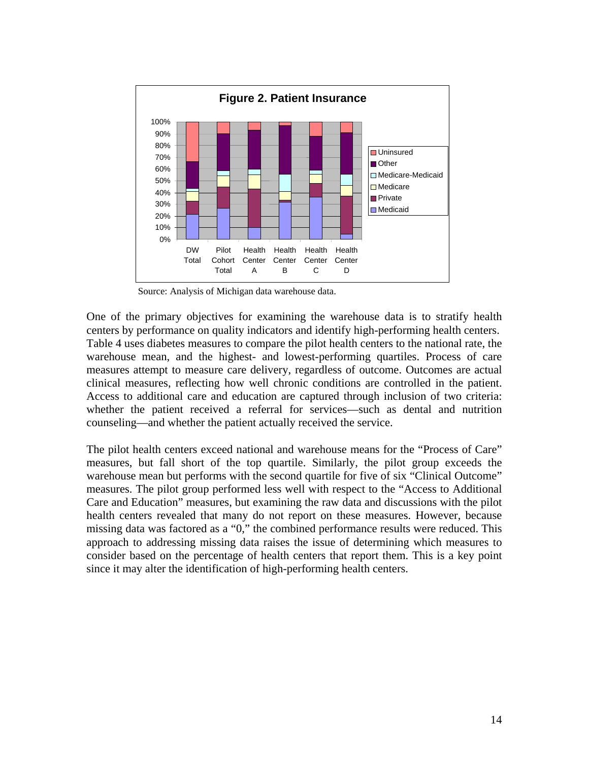**Figure 2. Patient Insurance**

Source: Analysis of Michigan data warehouse data.

One of the primary objectives for examining the warehouse data is to stratify health centers by performance on quality indicators and identify high-performing health centers. Table 4 uses diabetes measures to compare the pilot health centers to the national rate, the warehouse mean, and the highest- and lowest-performing quartiles. Process of care measures attempt to measure care delivery, regardless of outcome. Outcomes are actual clinical measures, reflecting how well chronic conditions are controlled in the patient. Access to additional care and education are captured through inclusion of two criteria: whether the patient received a referral for services—such as dental and nutrition counseling—and whether the patient actually received the service.

The pilot health centers exceed national and warehouse means for the "Process of Care" measures, but fall short of the top quartile. Similarly, the pilot group exceeds the warehouse mean but performs with the second quartile for five of six "Clinical Outcome" measures. The pilot group performed less well with respect to the "Access to Additional Care and Education" measures, but examining the raw data and discussions with the pilot health centers revealed that many do not report on these measures. However, because missing data was factored as a "0," the combined performance results were reduced. This approach to addressing missing data raises the issue of determining which measures to consider based on the percentage of health centers that report them. This is a key point since it may alter the identification of high-performing health centers.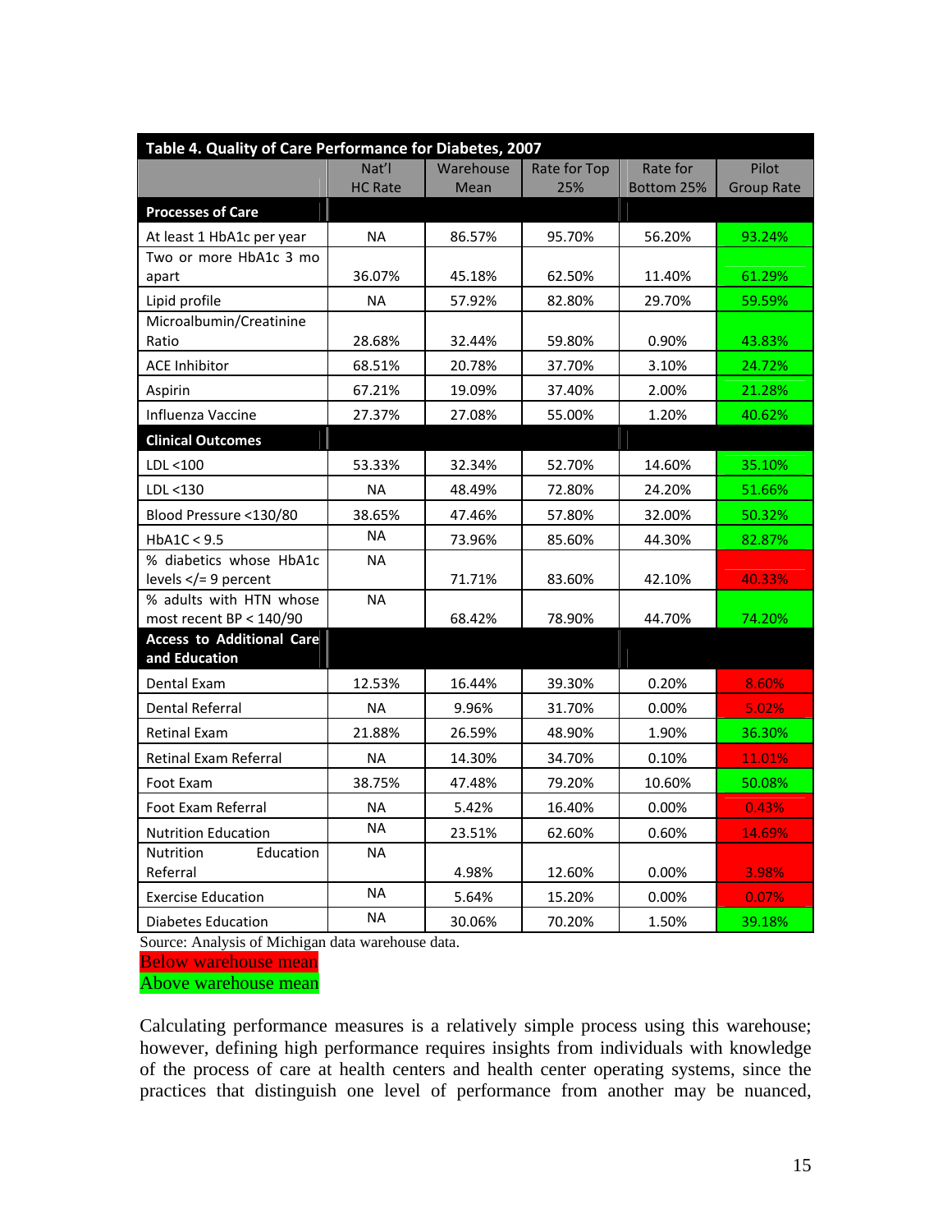**Table 4. Quality of Care Performance for Diabetes, 2007**

| | Nat'l HC Rate | Warehouse Mean | Rate for Top 25% | Rate for Bottom 25% | Pilot Group Rate |
|---|---|---|---|---|---|
| **Processes of Care** | | | | | |
| At least 1 HbA1c per year | NA | 86.57% | 95.70% | 56.20% | 93.24% |
| Two or more HbA1c 3 mo apart | 36.07% | 45.18% | 62.50% | 11.40% | 61.29% |
| Lipid profile | NA | 57.92% | 82.80% | 29.70% | 59.59% |
| Microalbumin/Creatinine Ratio | 28.68% | 32.44% | 59.80% | 0.90% | 43.83% |
| ACE Inhibitor | 68.51% | 20.78% | 37.70% | 3.10% | 24.72% |
| Aspirin | 67.21% | 19.09% | 37.40% | 2.00% | 21.28% |
| Influenza Vaccine | 27.37% | 27.08% | 55.00% | 1.20% | 40.62% |
| **Clinical Outcomes** | | | | | |
| LDL <100 | 53.33% | 32.34% | 52.70% | 14.60% | 35.10% |
| LDL <130 | NA | 48.49% | 72.80% | 24.20% | 51.66% |
| Blood Pressure <130/80 | 38.65% | 47.46% | 57.80% | 32.00% | 50.32% |
| HbA1C < 9.5 | NA | 73.96% | 85.60% | 44.30% | 82.87% |
| % diabetics whose HbA1c levels </= 9 percent | NA | 71.71% | 83.60% | 42.10% | 40.33% |
| % adults with HTN whose most recent BP < 140/90 | NA | 68.42% | 78.90% | 44.70% | 74.20% |
| **Access to Additional Care and Education** | | | | | |
| Dental Exam | 12.53% | 16.44% | 39.30% | 0.20% | 8.60% |
| Dental Referral | NA | 9.96% | 31.70% | 0.00% | 5.02% |
| Retinal Exam | 21.88% | 26.59% | 48.90% | 1.90% | 36.30% |
| Retinal Exam Referral | NA | 14.30% | 34.70% | 0.10% | 11.01% |
| Foot Exam | 38.75% | 47.48% | 79.20% | 10.60% | 50.08% |
| Foot Exam Referral | NA | 5.42% | 16.40% | 0.00% | 0.43% |
| Nutrition Education | NA | 23.51% | 62.60% | 0.60% | 14.69% |
| Nutrition Education Referral | NA | 4.98% | 12.60% | 0.00% | 3.98% |
| Exercise Education | NA | 5.64% | 15.20% | 0.00% | 0.07% |
| Diabetes Education | NA | 30.06% | 70.20% | 1.50% | 39.18% |

Source: Analysis of Michigan data warehouse data.

Below warehouse mean

Above warehouse mean

Calculating performance measures is a relatively simple process using this warehouse; however, defining high performance requires insights from individuals with knowledge of the process of care at health centers and health center operating systems, since the practices that distinguish one level of performance from another may be nuanced,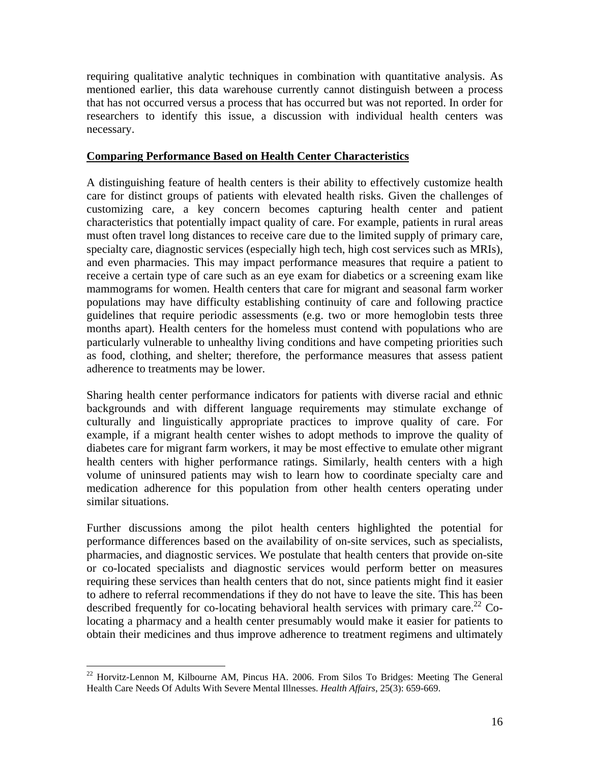requiring qualitative analytic techniques in combination with quantitative analysis. As mentioned earlier, this data warehouse currently cannot distinguish between a process that has not occurred versus a process that has occurred but was not reported. In order for researchers to identify this issue, a discussion with individual health centers was necessary.

## Comparing Performance Based on Health Center Characteristics

A distinguishing feature of health centers is their ability to effectively customize health care for distinct groups of patients with elevated health risks. Given the challenges of customizing care, a key concern becomes capturing health center and patient characteristics that potentially impact quality of care. For example, patients in rural areas must often travel long distances to receive care due to the limited supply of primary care, specialty care, diagnostic services (especially high tech, high cost services such as MRIs), and even pharmacies. This may impact performance measures that require a patient to receive a certain type of care such as an eye exam for diabetics or a screening exam like mammograms for women. Health centers that care for migrant and seasonal farm worker populations may have difficulty establishing continuity of care and following practice guidelines that require periodic assessments (e.g. two or more hemoglobin tests three months apart). Health centers for the homeless must contend with populations who are particularly vulnerable to unhealthy living conditions and have competing priorities such as food, clothing, and shelter; therefore, the performance measures that assess patient adherence to treatments may be lower.

Sharing health center performance indicators for patients with diverse racial and ethnic backgrounds and with different language requirements may stimulate exchange of culturally and linguistically appropriate practices to improve quality of care. For example, if a migrant health center wishes to adopt methods to improve the quality of diabetes care for migrant farm workers, it may be most effective to emulate other migrant health centers with higher performance ratings. Similarly, health centers with a high volume of uninsured patients may wish to learn how to coordinate specialty care and medication adherence for this population from other health centers operating under similar situations.

Further discussions among the pilot health centers highlighted the potential for performance differences based on the availability of on-site services, such as specialists, pharmacies, and diagnostic services. We postulate that health centers that provide on-site or co-located specialists and diagnostic services would perform better on measures requiring these services than health centers that do not, since patients might find it easier to adhere to referral recommendations if they do not have to leave the site. This has been described frequently for co-locating behavioral health services with primary care.[22] Co-locating a pharmacy and a health center presumably would make it easier for patients to obtain their medicines and thus improve adherence to treatment regimens and ultimately

[22] Horvitz-Lennon M, Kilbourne AM, Pincus HA. 2006. From Silos To Bridges: Meeting The General Health Care Needs Of Adults With Severe Mental Illnesses. *Health Affairs*, 25(3): 659-669.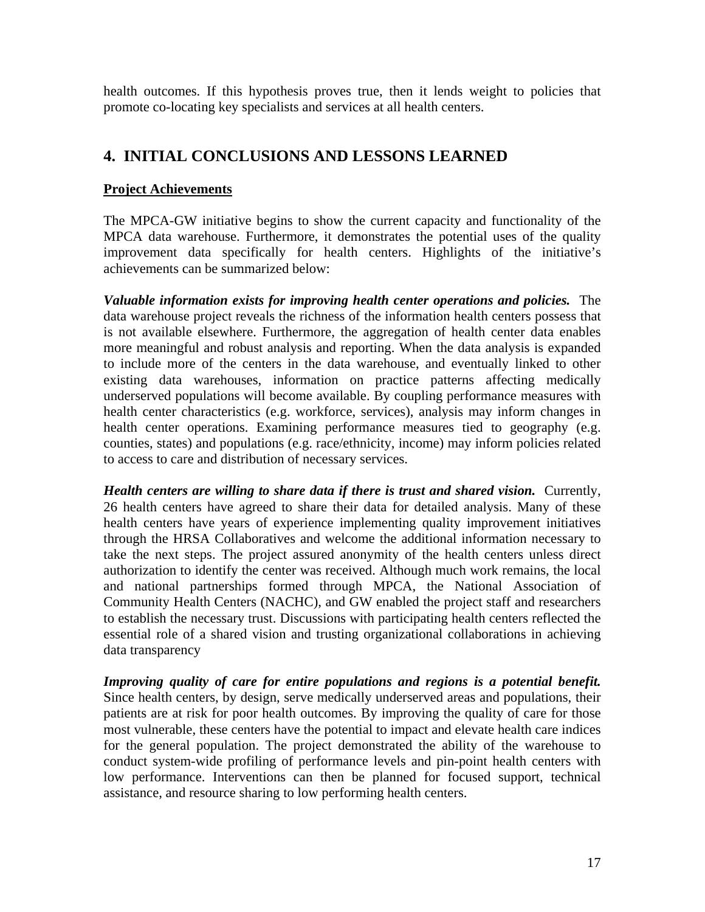health outcomes. If this hypothesis proves true, then it lends weight to policies that promote co-locating key specialists and services at all health centers.

## 4. INITIAL CONCLUSIONS AND LESSONS LEARNED

**Project Achievements**

The MPCA-GW initiative begins to show the current capacity and functionality of the MPCA data warehouse. Furthermore, it demonstrates the potential uses of the quality improvement data specifically for health centers. Highlights of the initiative's achievements can be summarized below:

***Valuable information exists for improving health center operations and policies.*** The data warehouse project reveals the richness of the information health centers possess that is not available elsewhere. Furthermore, the aggregation of health center data enables more meaningful and robust analysis and reporting. When the data analysis is expanded to include more of the centers in the data warehouse, and eventually linked to other existing data warehouses, information on practice patterns affecting medically underserved populations will become available. By coupling performance measures with health center characteristics (e.g. workforce, services), analysis may inform changes in health center operations. Examining performance measures tied to geography (e.g. counties, states) and populations (e.g. race/ethnicity, income) may inform policies related to access to care and distribution of necessary services.

***Health centers are willing to share data if there is trust and shared vision.*** Currently, 26 health centers have agreed to share their data for detailed analysis. Many of these health centers have years of experience implementing quality improvement initiatives through the HRSA Collaboratives and welcome the additional information necessary to take the next steps. The project assured anonymity of the health centers unless direct authorization to identify the center was received. Although much work remains, the local and national partnerships formed through MPCA, the National Association of Community Health Centers (NACHC), and GW enabled the project staff and researchers to establish the necessary trust. Discussions with participating health centers reflected the essential role of a shared vision and trusting organizational collaborations in achieving data transparency

***Improving quality of care for entire populations and regions is a potential benefit.*** Since health centers, by design, serve medically underserved areas and populations, their patients are at risk for poor health outcomes. By improving the quality of care for those most vulnerable, these centers have the potential to impact and elevate health care indices for the general population. The project demonstrated the ability of the warehouse to conduct system-wide profiling of performance levels and pin-point health centers with low performance. Interventions can then be planned for focused support, technical assistance, and resource sharing to low performing health centers.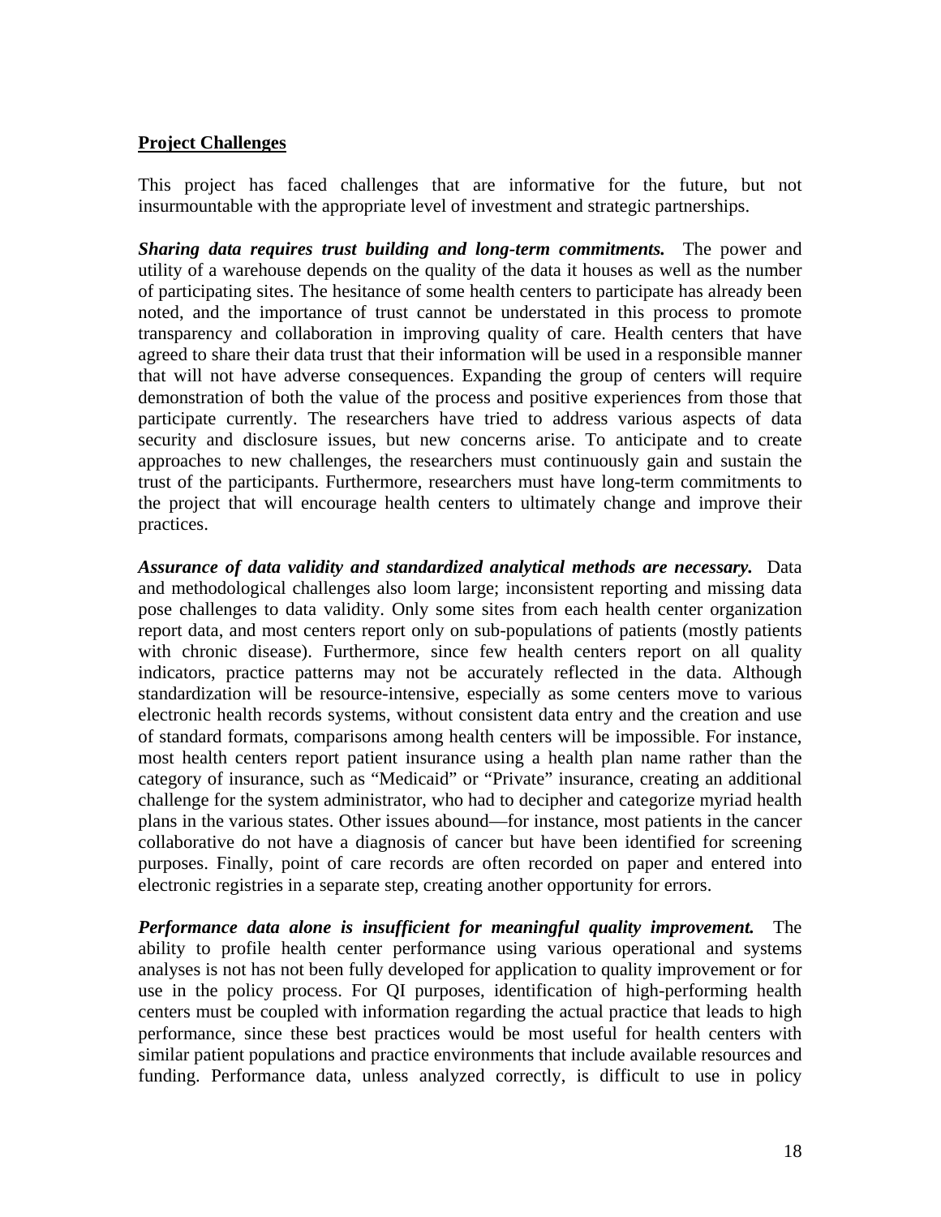## Project Challenges

This project has faced challenges that are informative for the future, but not insurmountable with the appropriate level of investment and strategic partnerships.

***Sharing data requires trust building and long-term commitments.*** The power and utility of a warehouse depends on the quality of the data it houses as well as the number of participating sites. The hesitance of some health centers to participate has already been noted, and the importance of trust cannot be understated in this process to promote transparency and collaboration in improving quality of care. Health centers that have agreed to share their data trust that their information will be used in a responsible manner that will not have adverse consequences. Expanding the group of centers will require demonstration of both the value of the process and positive experiences from those that participate currently. The researchers have tried to address various aspects of data security and disclosure issues, but new concerns arise. To anticipate and to create approaches to new challenges, the researchers must continuously gain and sustain the trust of the participants. Furthermore, researchers must have long-term commitments to the project that will encourage health centers to ultimately change and improve their practices.

***Assurance of data validity and standardized analytical methods are necessary.*** Data and methodological challenges also loom large; inconsistent reporting and missing data pose challenges to data validity. Only some sites from each health center organization report data, and most centers report only on sub-populations of patients (mostly patients with chronic disease). Furthermore, since few health centers report on all quality indicators, practice patterns may not be accurately reflected in the data. Although standardization will be resource-intensive, especially as some centers move to various electronic health records systems, without consistent data entry and the creation and use of standard formats, comparisons among health centers will be impossible. For instance, most health centers report patient insurance using a health plan name rather than the category of insurance, such as "Medicaid" or "Private" insurance, creating an additional challenge for the system administrator, who had to decipher and categorize myriad health plans in the various states. Other issues abound—for instance, most patients in the cancer collaborative do not have a diagnosis of cancer but have been identified for screening purposes. Finally, point of care records are often recorded on paper and entered into electronic registries in a separate step, creating another opportunity for errors.

***Performance data alone is insufficient for meaningful quality improvement.*** The ability to profile health center performance using various operational and systems analyses is not has not been fully developed for application to quality improvement or for use in the policy process. For QI purposes, identification of high-performing health centers must be coupled with information regarding the actual practice that leads to high performance, since these best practices would be most useful for health centers with similar patient populations and practice environments that include available resources and funding. Performance data, unless analyzed correctly, is difficult to use in policy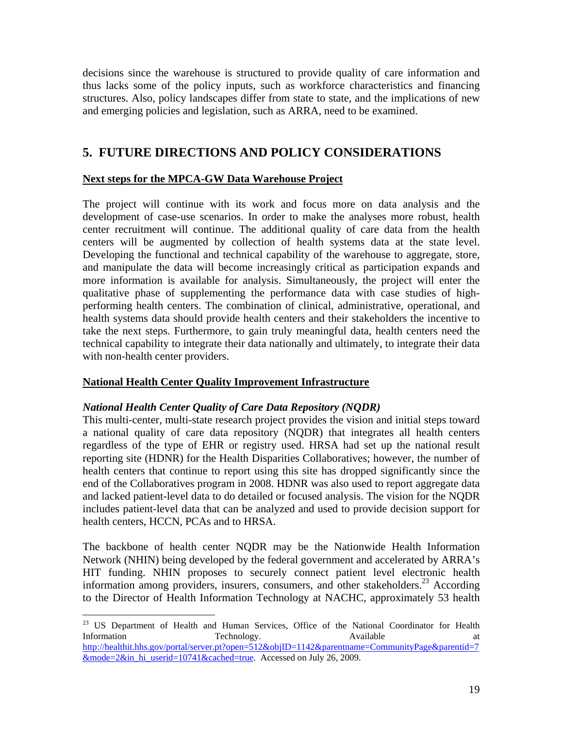decisions since the warehouse is structured to provide quality of care information and thus lacks some of the policy inputs, such as workforce characteristics and financing structures. Also, policy landscapes differ from state to state, and the implications of new and emerging policies and legislation, such as ARRA, need to be examined.

## 5. FUTURE DIRECTIONS AND POLICY CONSIDERATIONS

**Next steps for the MPCA-GW Data Warehouse Project**

The project will continue with its work and focus more on data analysis and the development of case-use scenarios. In order to make the analyses more robust, health center recruitment will continue. The additional quality of care data from the health centers will be augmented by collection of health systems data at the state level. Developing the functional and technical capability of the warehouse to aggregate, store, and manipulate the data will become increasingly critical as participation expands and more information is available for analysis. Simultaneously, the project will enter the qualitative phase of supplementing the performance data with case studies of high-performing health centers. The combination of clinical, administrative, operational, and health systems data should provide health centers and their stakeholders the incentive to take the next steps. Furthermore, to gain truly meaningful data, health centers need the technical capability to integrate their data nationally and ultimately, to integrate their data with non-health center providers.

**National Health Center Quality Improvement Infrastructure**

***National Health Center Quality of Care Data Repository (NQDR)***

This multi-center, multi-state research project provides the vision and initial steps toward a national quality of care data repository (NQDR) that integrates all health centers regardless of the type of EHR or registry used. HRSA had set up the national result reporting site (HDNR) for the Health Disparities Collaboratives; however, the number of health centers that continue to report using this site has dropped significantly since the end of the Collaboratives program in 2008. HDNR was also used to report aggregate data and lacked patient-level data to do detailed or focused analysis. The vision for the NQDR includes patient-level data that can be analyzed and used to provide decision support for health centers, HCCN, PCAs and to HRSA.

The backbone of health center NQDR may be the Nationwide Health Information Network (NHIN) being developed by the federal government and accelerated by ARRA's HIT funding. NHIN proposes to securely connect patient level electronic health information among providers, insurers, consumers, and other stakeholders.[23] According to the Director of Health Information Technology at NACHC, approximately 53 health

---

[23] US Department of Health and Human Services, Office of the National Coordinator for Health Information Technology. Available at http://healthit.hhs.gov/portal/server.pt?open=512&objID=1142&parentname=CommunityPage&parentid=7&mode=2&in_hi_userid=10741&cached=true. Accessed on July 26, 2009.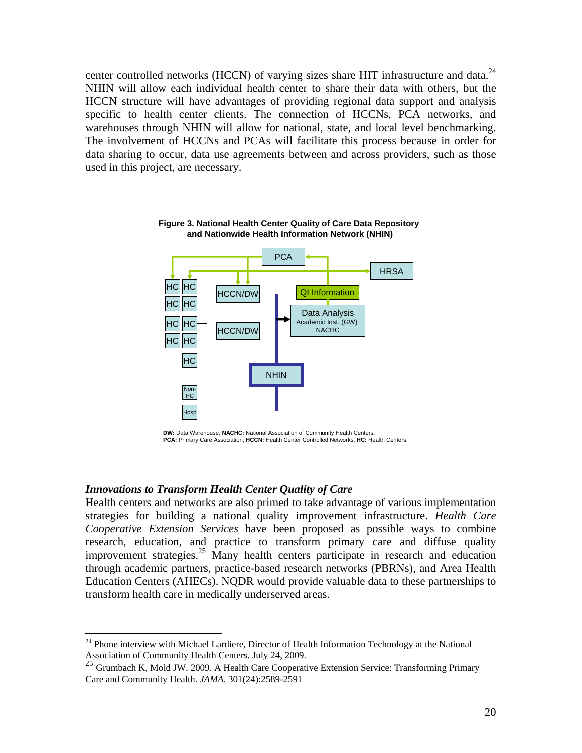center controlled networks (HCCN) of varying sizes share HIT infrastructure and data.[24] NHIN will allow each individual health center to share their data with others, but the HCCN structure will have advantages of providing regional data support and analysis specific to health center clients. The connection of HCCNs, PCA networks, and warehouses through NHIN will allow for national, state, and local level benchmarking. The involvement of HCCNs and PCAs will facilitate this process because in order for data sharing to occur, data use agreements between and across providers, such as those used in this project, are necessary.

**Figure 3. National Health Center Quality of Care Data Repository and Nationwide Health Information Network (NHIN)**

**DW:** Data Warehouse, **NACHC:** National Association of Community Health Centers, **PCA:** Primary Care Association, **HCCN:** Health Center Controlled Networks, **HC:** Health Centers,

### *Innovations to Transform Health Center Quality of Care*

Health centers and networks are also primed to take advantage of various implementation strategies for building a national quality improvement infrastructure. *Health Care Cooperative Extension Services* have been proposed as possible ways to combine research, education, and practice to transform primary care and diffuse quality improvement strategies.[25] Many health centers participate in research and education through academic partners, practice-based research networks (PBRNs), and Area Health Education Centers (AHECs). NQDR would provide valuable data to these partnerships to transform health care in medically underserved areas.

---

[24] Phone interview with Michael Lardiere, Director of Health Information Technology at the National Association of Community Health Centers. July 24, 2009.

[25] Grumbach K, Mold JW. 2009. A Health Care Cooperative Extension Service: Transforming Primary Care and Community Health. *JAMA*. 301(24):2589-2591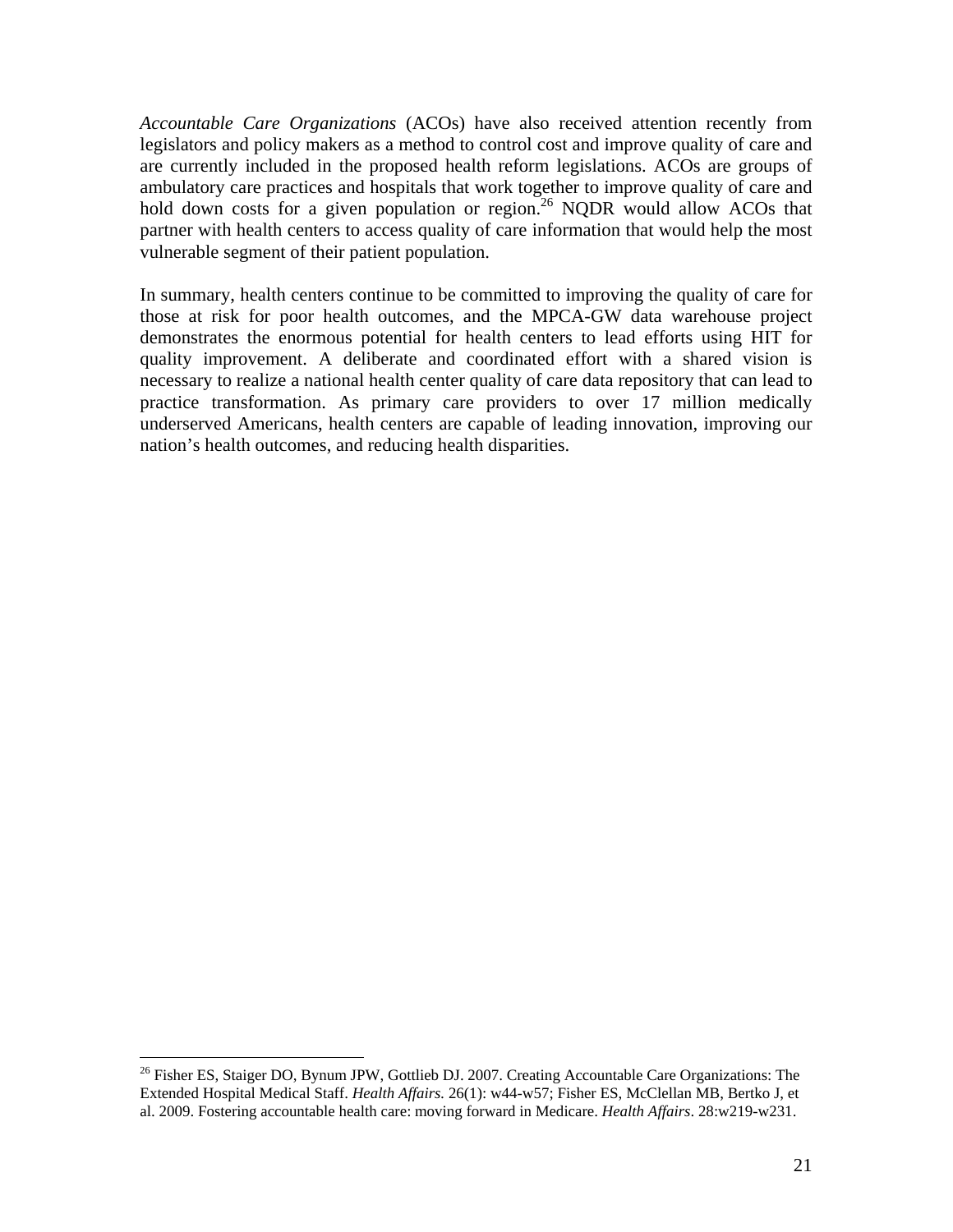*Accountable Care Organizations* (ACOs) have also received attention recently from legislators and policy makers as a method to control cost and improve quality of care and are currently included in the proposed health reform legislations. ACOs are groups of ambulatory care practices and hospitals that work together to improve quality of care and hold down costs for a given population or region.[26] NQDR would allow ACOs that partner with health centers to access quality of care information that would help the most vulnerable segment of their patient population.

In summary, health centers continue to be committed to improving the quality of care for those at risk for poor health outcomes, and the MPCA-GW data warehouse project demonstrates the enormous potential for health centers to lead efforts using HIT for quality improvement. A deliberate and coordinated effort with a shared vision is necessary to realize a national health center quality of care data repository that can lead to practice transformation. As primary care providers to over 17 million medically underserved Americans, health centers are capable of leading innovation, improving our nation's health outcomes, and reducing health disparities.

---

[26] Fisher ES, Staiger DO, Bynum JPW, Gottlieb DJ. 2007. Creating Accountable Care Organizations: The Extended Hospital Medical Staff. *Health Affairs.* 26(1): w44-w57; Fisher ES, McClellan MB, Bertko J, et al. 2009. Fostering accountable health care: moving forward in Medicare. *Health Affairs*. 28:w219-w231.